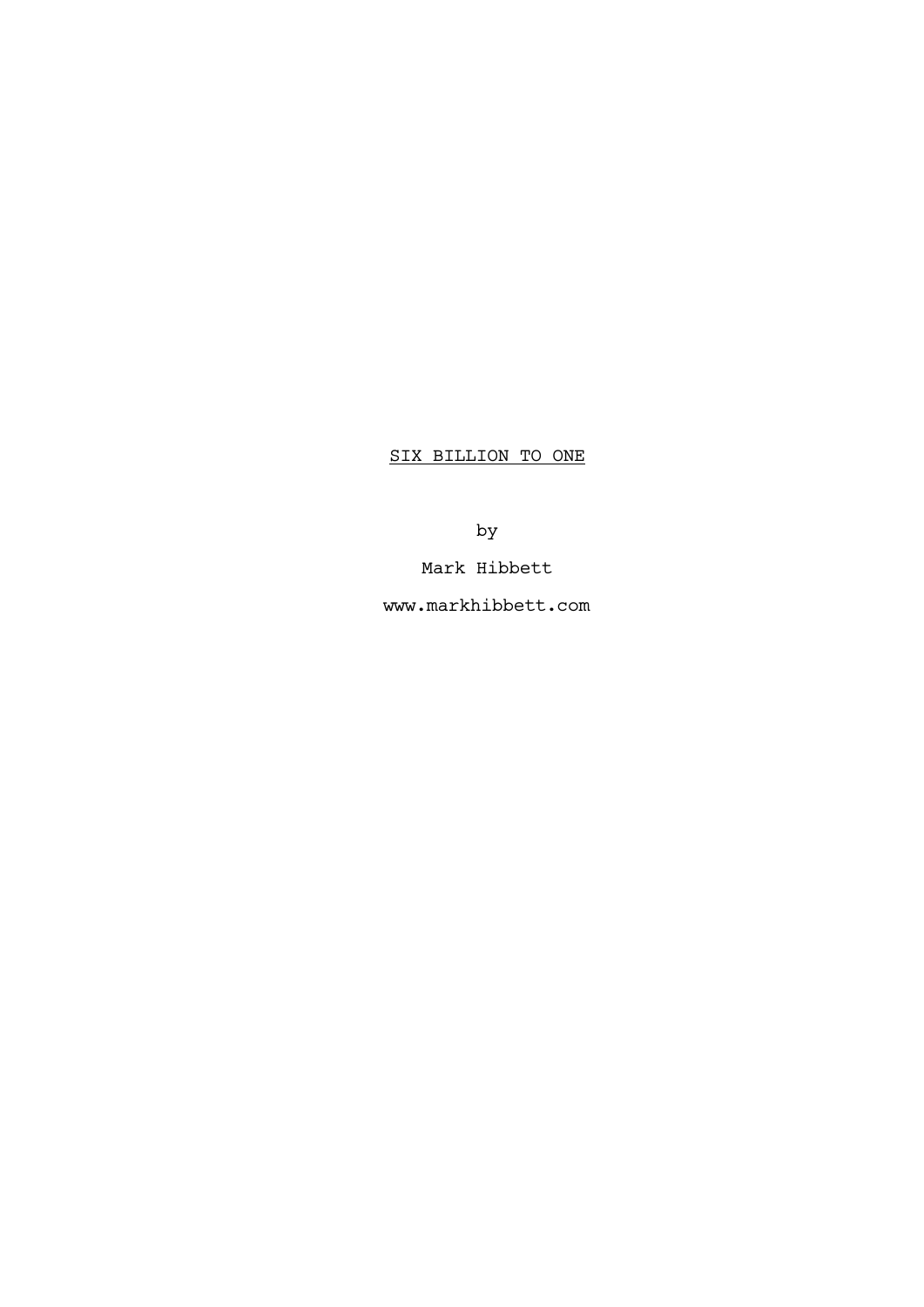<u>SIX BILLION TO ONE</u>

by

Mark Hibbett

www.markhibbett.com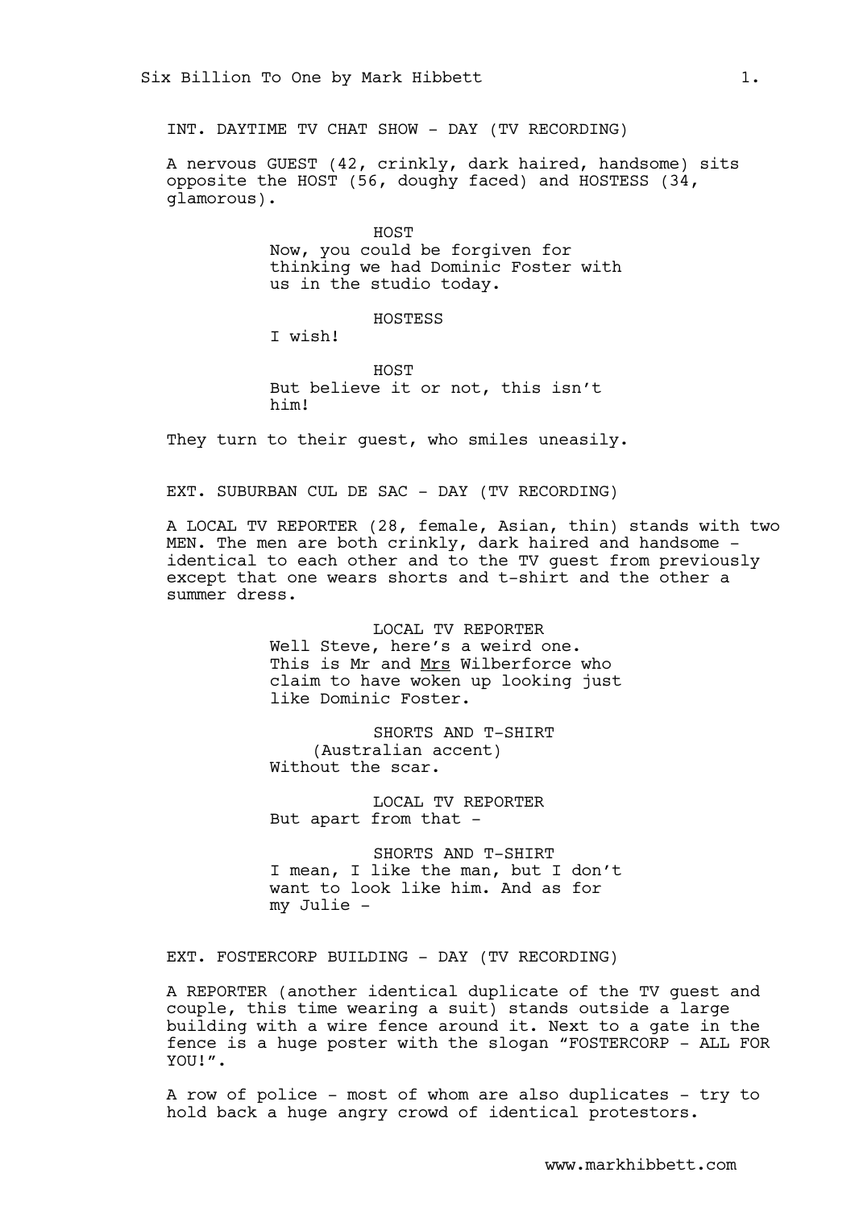INT. DAYTIME TV CHAT SHOW - DAY (TV RECORDING)

A nervous GUEST (42, crinkly, dark haired, handsome) sits opposite the HOST (56, doughy faced) and HOSTESS (34, glamorous).

HOST
Now, you could be forgiven for thinking we had Dominic Foster with us in the studio today.

HOSTESS
I wish!

HOST
But believe it or not, this isn't him!

They turn to their guest, who smiles uneasily.

EXT. SUBURBAN CUL DE SAC - DAY (TV RECORDING)

A LOCAL TV REPORTER (28, female, Asian, thin) stands with two MEN. The men are both crinkly, dark haired and handsome - identical to each other and to the TV guest from previously except that one wears shorts and t-shirt and the other a summer dress.

LOCAL TV REPORTER
Well Steve, here's a weird one. This is Mr and <u>Mrs</u> Wilberforce who claim to have woken up looking just like Dominic Foster.

SHORTS AND T-SHIRT
(Australian accent)
Without the scar.

LOCAL TV REPORTER
But apart from that -

SHORTS AND T-SHIRT
I mean, I like the man, but I don't want to look like him. And as for my Julie -

EXT. FOSTERCORP BUILDING - DAY (TV RECORDING)

A REPORTER (another identical duplicate of the TV guest and couple, this time wearing a suit) stands outside a large building with a wire fence around it. Next to a gate in the fence is a huge poster with the slogan "FOSTERCORP - ALL FOR YOU!".

A row of police - most of whom are also duplicates - try to hold back a huge angry crowd of identical protestors.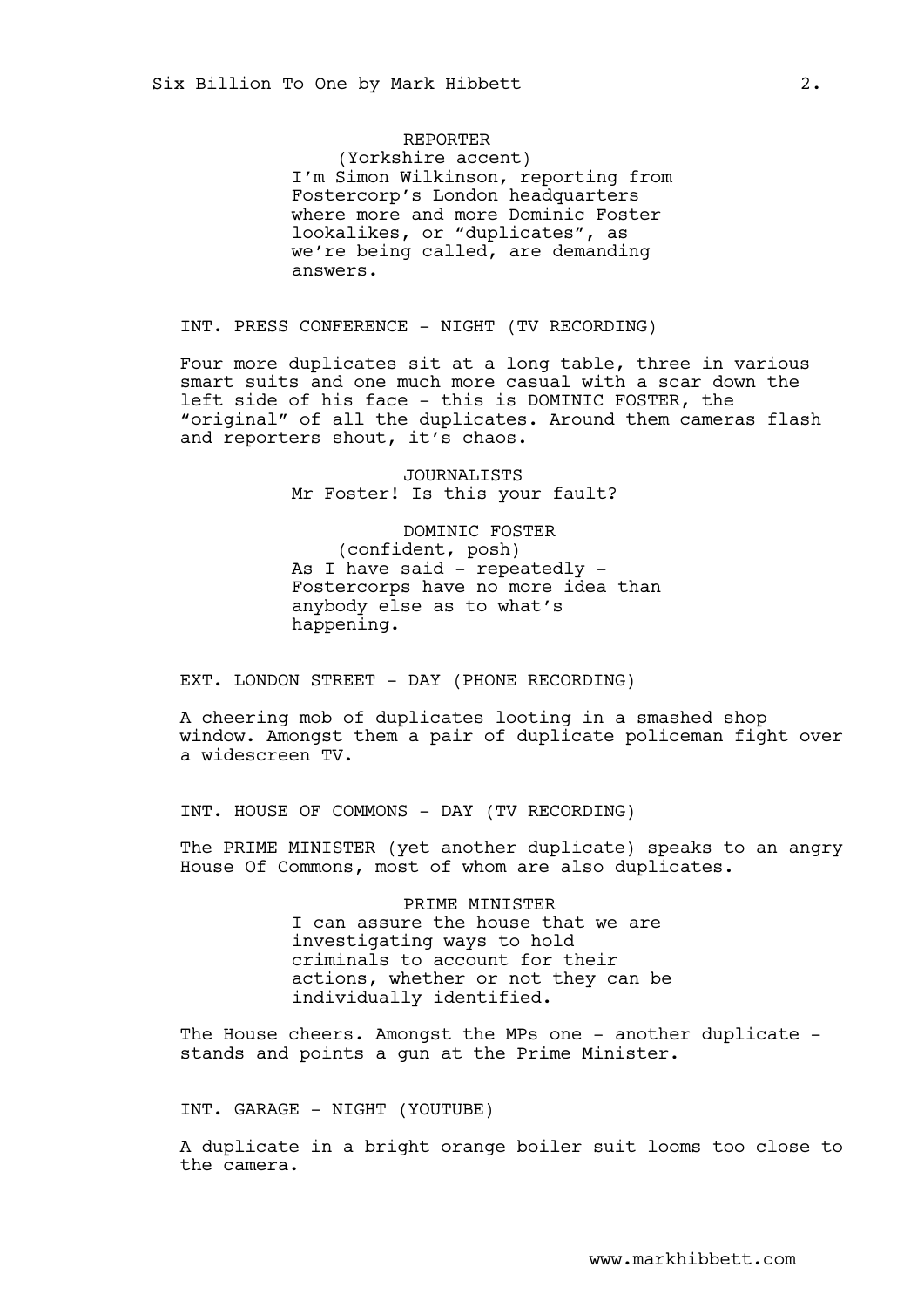REPORTER
(Yorkshire accent)
I'm Simon Wilkinson, reporting from Fostercorp's London headquarters where more and more Dominic Foster lookalikes, or "duplicates", as we're being called, are demanding answers.

INT. PRESS CONFERENCE - NIGHT (TV RECORDING)

Four more duplicates sit at a long table, three in various smart suits and one much more casual with a scar down the left side of his face - this is DOMINIC FOSTER, the "original" of all the duplicates. Around them cameras flash and reporters shout, it's chaos.

JOURNALISTS
Mr Foster! Is this your fault?

DOMINIC FOSTER
(confident, posh)
As I have said - repeatedly - Fostercorps have no more idea than anybody else as to what's happening.

EXT. LONDON STREET - DAY (PHONE RECORDING)

A cheering mob of duplicates looting in a smashed shop window. Amongst them a pair of duplicate policeman fight over a widescreen TV.

INT. HOUSE OF COMMONS - DAY (TV RECORDING)

The PRIME MINISTER (yet another duplicate) speaks to an angry House Of Commons, most of whom are also duplicates.

PRIME MINISTER
I can assure the house that we are investigating ways to hold criminals to account for their actions, whether or not they can be individually identified.

The House cheers. Amongst the MPs one - another duplicate - stands and points a gun at the Prime Minister.

INT. GARAGE - NIGHT (YOUTUBE)

A duplicate in a bright orange boiler suit looms too close to the camera.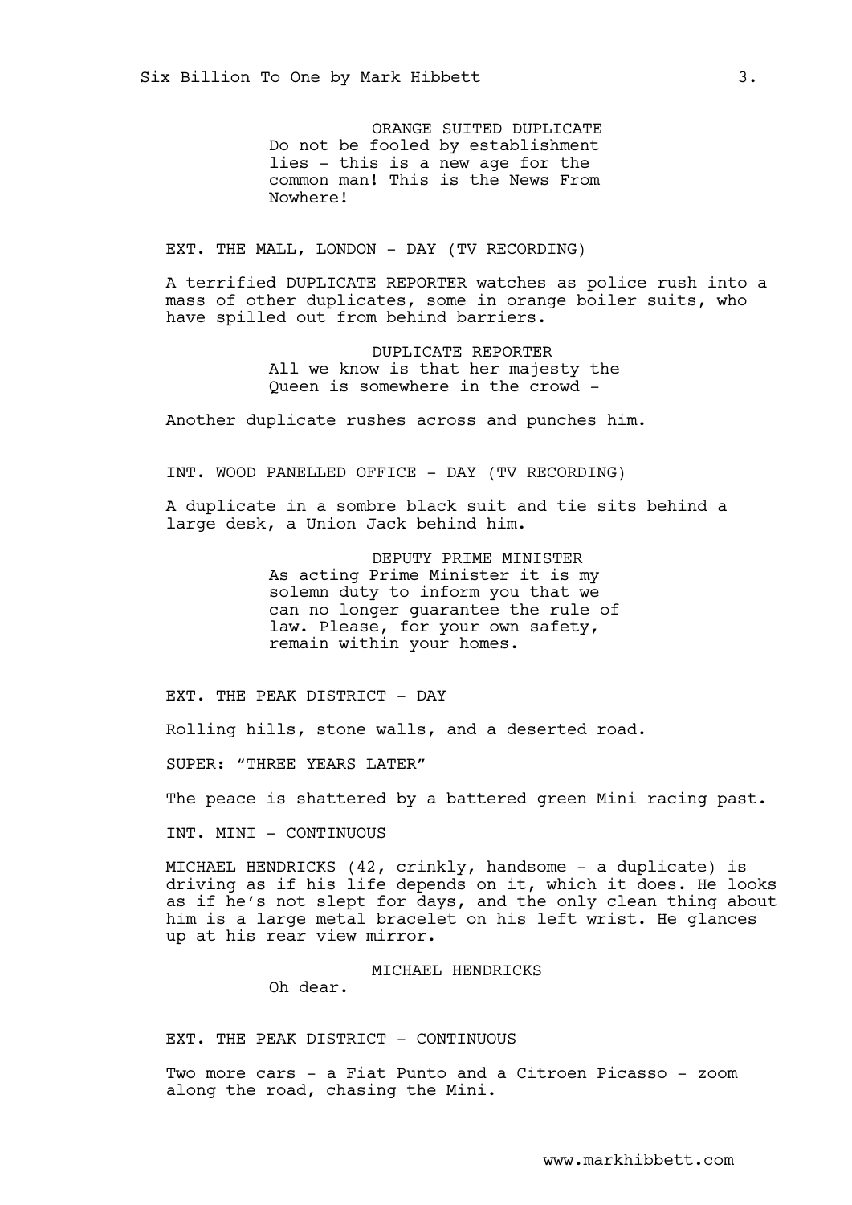ORANGE SUITED DUPLICATE
Do not be fooled by establishment lies - this is a new age for the common man! This is the News From Nowhere!

EXT. THE MALL, LONDON - DAY (TV RECORDING)

A terrified DUPLICATE REPORTER watches as police rush into a mass of other duplicates, some in orange boiler suits, who have spilled out from behind barriers.

DUPLICATE REPORTER
All we know is that her majesty the Queen is somewhere in the crowd -

Another duplicate rushes across and punches him.

INT. WOOD PANELLED OFFICE - DAY (TV RECORDING)

A duplicate in a sombre black suit and tie sits behind a large desk, a Union Jack behind him.

DEPUTY PRIME MINISTER
As acting Prime Minister it is my solemn duty to inform you that we can no longer guarantee the rule of law. Please, for your own safety, remain within your homes.

EXT. THE PEAK DISTRICT - DAY

Rolling hills, stone walls, and a deserted road.

SUPER: "THREE YEARS LATER"

The peace is shattered by a battered green Mini racing past.

INT. MINI - CONTINUOUS

MICHAEL HENDRICKS (42, crinkly, handsome - a duplicate) is driving as if his life depends on it, which it does. He looks as if he's not slept for days, and the only clean thing about him is a large metal bracelet on his left wrist. He glances up at his rear view mirror.

MICHAEL HENDRICKS
Oh dear.

EXT. THE PEAK DISTRICT - CONTINUOUS

Two more cars - a Fiat Punto and a Citroen Picasso - zoom along the road, chasing the Mini.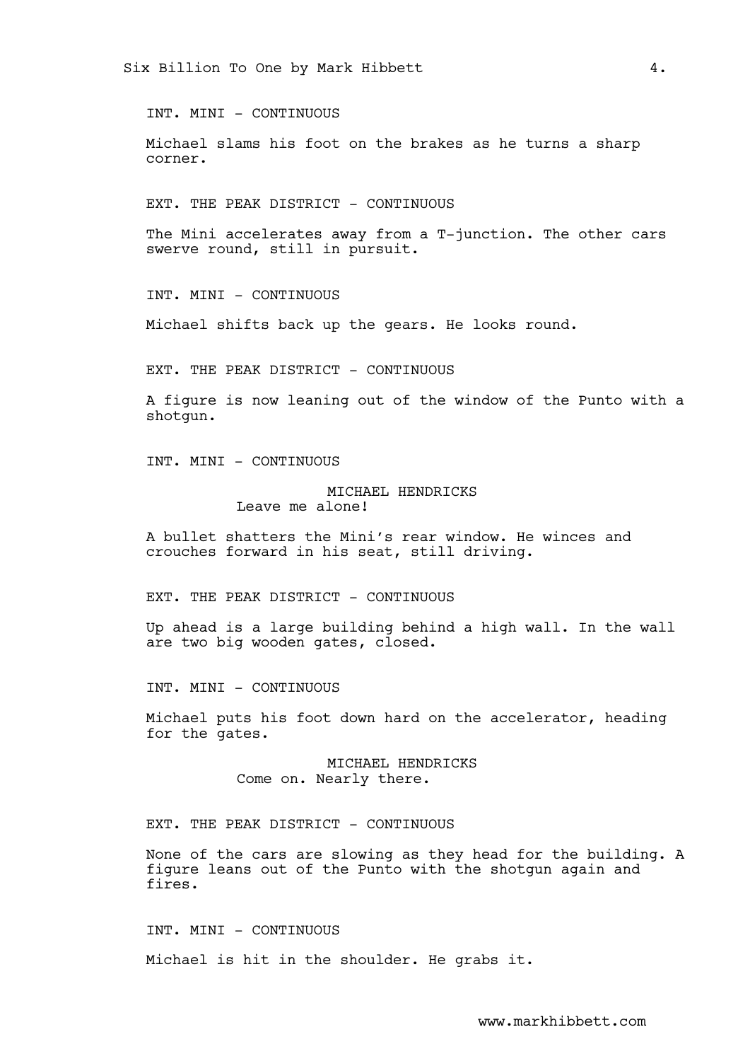INT. MINI - CONTINUOUS

Michael slams his foot on the brakes as he turns a sharp corner.

EXT. THE PEAK DISTRICT - CONTINUOUS

The Mini accelerates away from a T-junction. The other cars swerve round, still in pursuit.

INT. MINI - CONTINUOUS

Michael shifts back up the gears. He looks round.

EXT. THE PEAK DISTRICT - CONTINUOUS

A figure is now leaning out of the window of the Punto with a shotgun.

INT. MINI - CONTINUOUS

MICHAEL HENDRICKS
Leave me alone!

A bullet shatters the Mini's rear window. He winces and crouches forward in his seat, still driving.

EXT. THE PEAK DISTRICT - CONTINUOUS

Up ahead is a large building behind a high wall. In the wall are two big wooden gates, closed.

INT. MINI - CONTINUOUS

Michael puts his foot down hard on the accelerator, heading for the gates.

MICHAEL HENDRICKS
Come on. Nearly there.

EXT. THE PEAK DISTRICT - CONTINUOUS

None of the cars are slowing as they head for the building. A figure leans out of the Punto with the shotgun again and fires.

INT. MINI - CONTINUOUS

Michael is hit in the shoulder. He grabs it.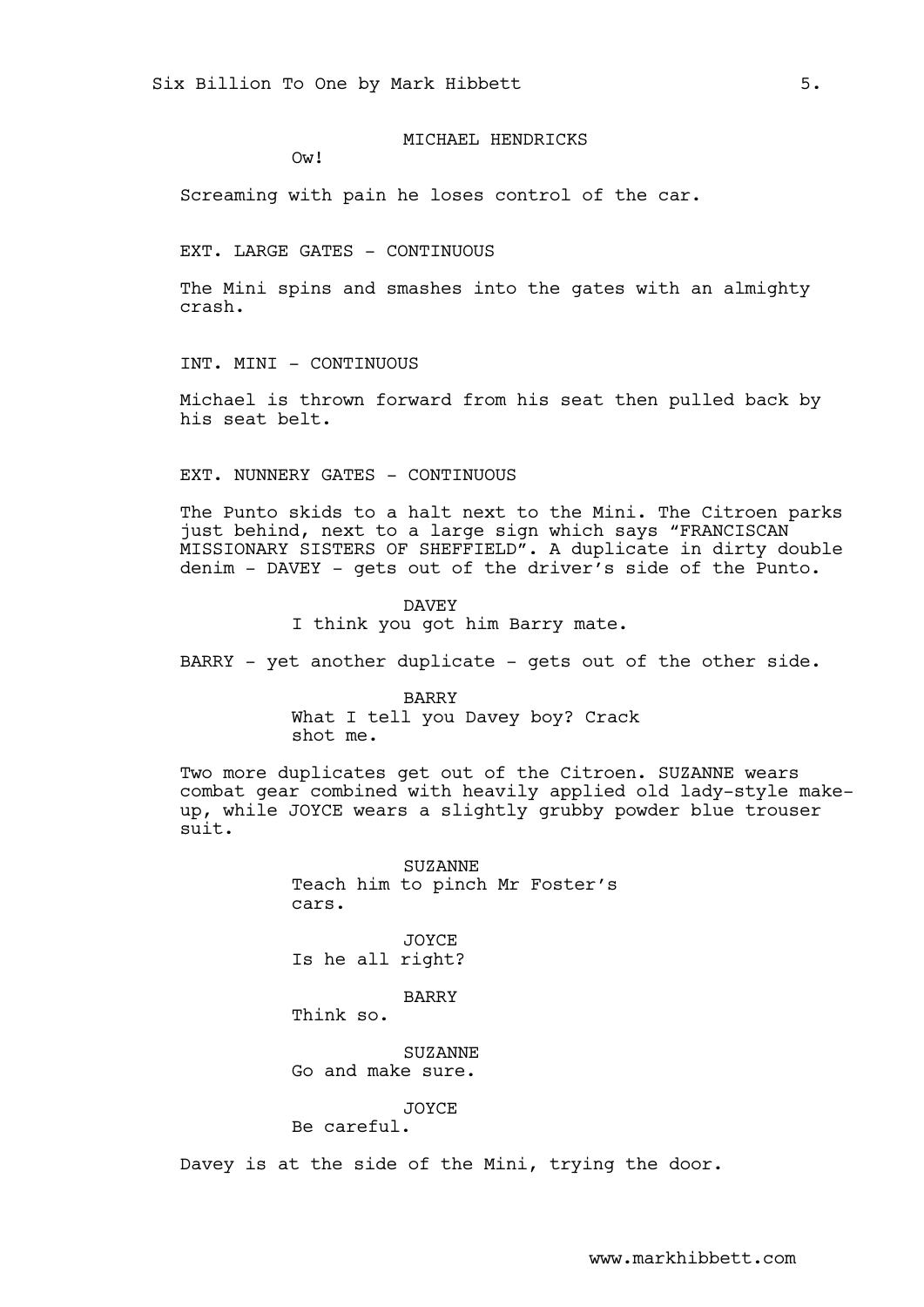MICHAEL HENDRICKS

Ow!

Screaming with pain he loses control of the car.

EXT. LARGE GATES - CONTINUOUS

The Mini spins and smashes into the gates with an almighty crash.

INT. MINI - CONTINUOUS

Michael is thrown forward from his seat then pulled back by his seat belt.

EXT. NUNNERY GATES - CONTINUOUS

The Punto skids to a halt next to the Mini. The Citroen parks just behind, next to a large sign which says "FRANCISCAN MISSIONARY SISTERS OF SHEFFIELD". A duplicate in dirty double denim - DAVEY - gets out of the driver's side of the Punto.

DAVEY

I think you got him Barry mate.

BARRY - yet another duplicate - gets out of the other side.

BARRY

What I tell you Davey boy? Crack shot me.

Two more duplicates get out of the Citroen. SUZANNE wears combat gear combined with heavily applied old lady-style make-up, while JOYCE wears a slightly grubby powder blue trouser suit.

SUZANNE

Teach him to pinch Mr Foster's cars.

JOYCE

Is he all right?

BARRY

Think so.

SUZANNE

Go and make sure.

JOYCE

Be careful.

Davey is at the side of the Mini, trying the door.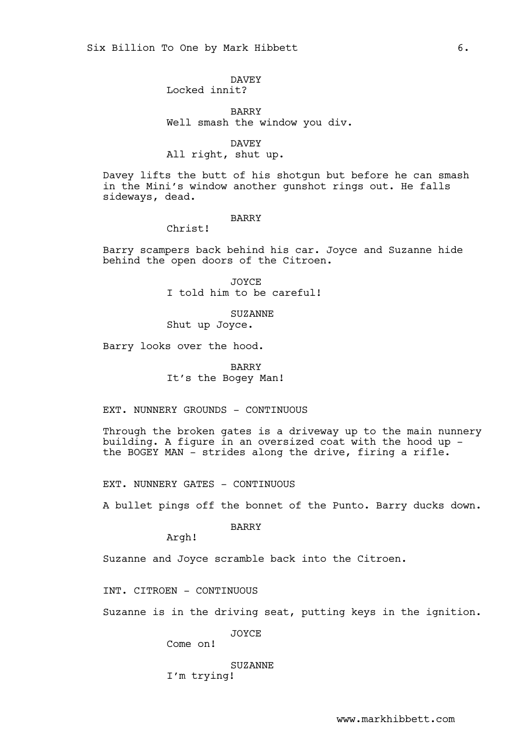DAVEY
Locked innit?

BARRY
Well smash the window you div.

DAVEY
All right, shut up.

Davey lifts the butt of his shotgun but before he can smash in the Mini's window another gunshot rings out. He falls sideways, dead.

BARRY
Christ!

Barry scampers back behind his car. Joyce and Suzanne hide behind the open doors of the Citroen.

JOYCE
I told him to be careful!

SUZANNE
Shut up Joyce.

Barry looks over the hood.

BARRY
It's the Bogey Man!

EXT. NUNNERY GROUNDS - CONTINUOUS

Through the broken gates is a driveway up to the main nunnery building. A figure in an oversized coat with the hood up - the BOGEY MAN - strides along the drive, firing a rifle.

EXT. NUNNERY GATES - CONTINUOUS

A bullet pings off the bonnet of the Punto. Barry ducks down.

BARRY
Argh!

Suzanne and Joyce scramble back into the Citroen.

INT. CITROEN - CONTINUOUS

Suzanne is in the driving seat, putting keys in the ignition.

JOYCE
Come on!

SUZANNE
I'm trying!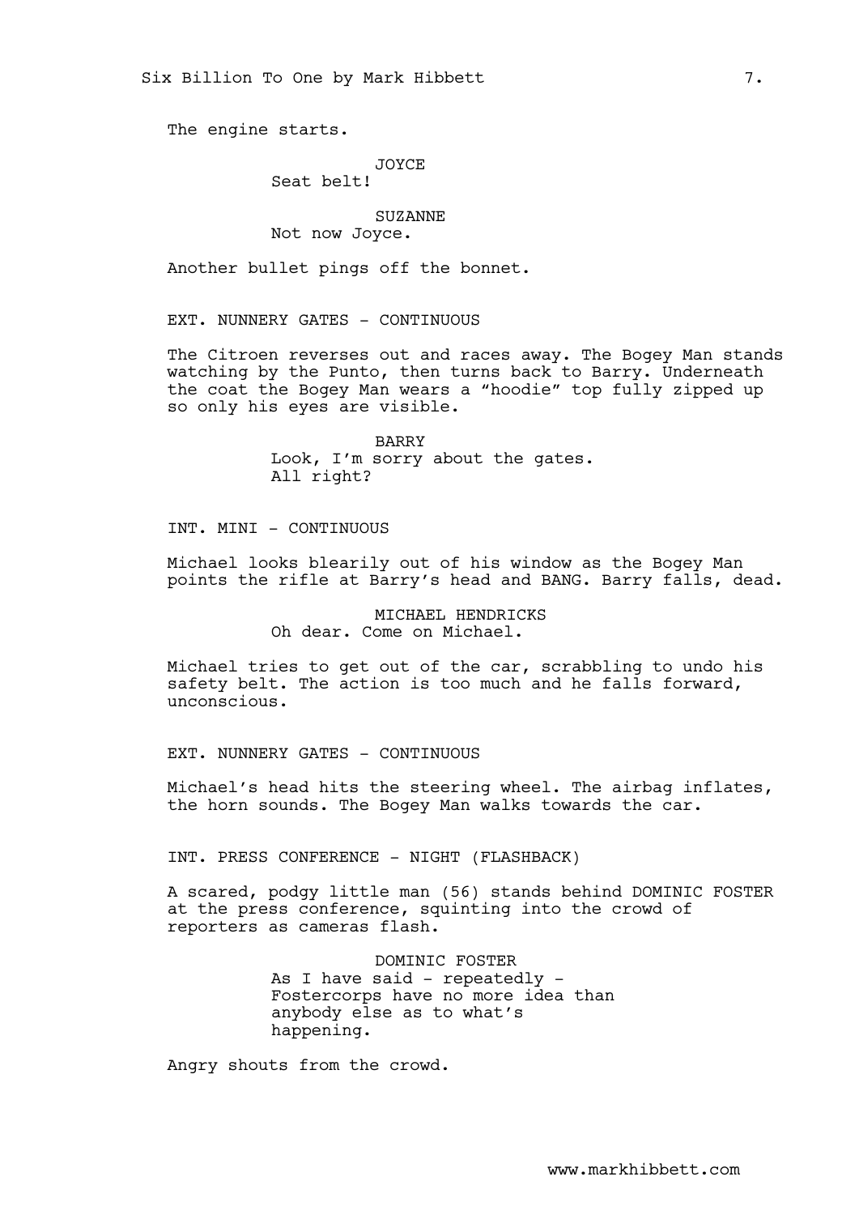The engine starts.

JOYCE
Seat belt!

SUZANNE
Not now Joyce.

Another bullet pings off the bonnet.

EXT. NUNNERY GATES - CONTINUOUS

The Citroen reverses out and races away. The Bogey Man stands watching by the Punto, then turns back to Barry. Underneath the coat the Bogey Man wears a "hoodie" top fully zipped up so only his eyes are visible.

BARRY
Look, I'm sorry about the gates. All right?

INT. MINI - CONTINUOUS

Michael looks blearily out of his window as the Bogey Man points the rifle at Barry's head and BANG. Barry falls, dead.

MICHAEL HENDRICKS
Oh dear. Come on Michael.

Michael tries to get out of the car, scrabbling to undo his safety belt. The action is too much and he falls forward, unconscious.

EXT. NUNNERY GATES - CONTINUOUS

Michael's head hits the steering wheel. The airbag inflates, the horn sounds. The Bogey Man walks towards the car.

INT. PRESS CONFERENCE - NIGHT (FLASHBACK)

A scared, podgy little man (56) stands behind DOMINIC FOSTER at the press conference, squinting into the crowd of reporters as cameras flash.

DOMINIC FOSTER
As I have said - repeatedly - Fostercorps have no more idea than anybody else as to what's happening.

Angry shouts from the crowd.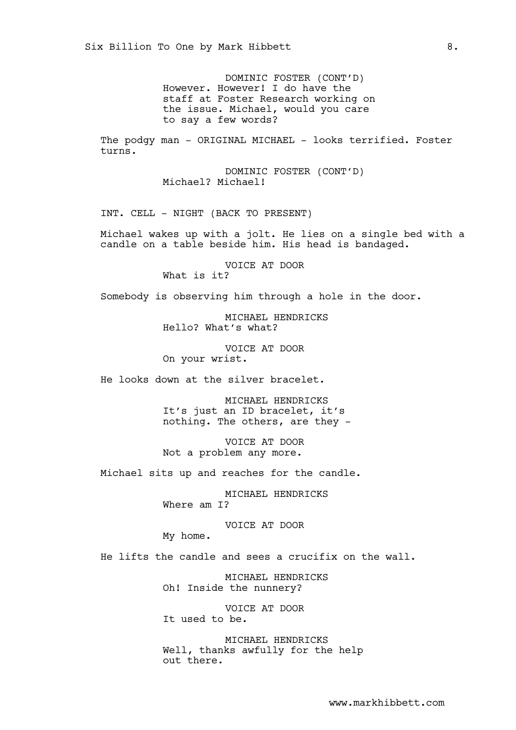DOMINIC FOSTER (CONT'D)
However. However! I do have the staff at Foster Research working on the issue. Michael, would you care to say a few words?

The podgy man - ORIGINAL MICHAEL - looks terrified. Foster turns.

DOMINIC FOSTER (CONT'D)
Michael? Michael!

INT. CELL - NIGHT (BACK TO PRESENT)

Michael wakes up with a jolt. He lies on a single bed with a candle on a table beside him. His head is bandaged.

VOICE AT DOOR
What is it?

Somebody is observing him through a hole in the door.

MICHAEL HENDRICKS
Hello? What's what?

VOICE AT DOOR
On your wrist.

He looks down at the silver bracelet.

MICHAEL HENDRICKS
It's just an ID bracelet, it's nothing. The others, are they -

VOICE AT DOOR
Not a problem any more.

Michael sits up and reaches for the candle.

MICHAEL HENDRICKS
Where am I?

VOICE AT DOOR
My home.

He lifts the candle and sees a crucifix on the wall.

MICHAEL HENDRICKS
Oh! Inside the nunnery?

VOICE AT DOOR
It used to be.

MICHAEL HENDRICKS
Well, thanks awfully for the help out there.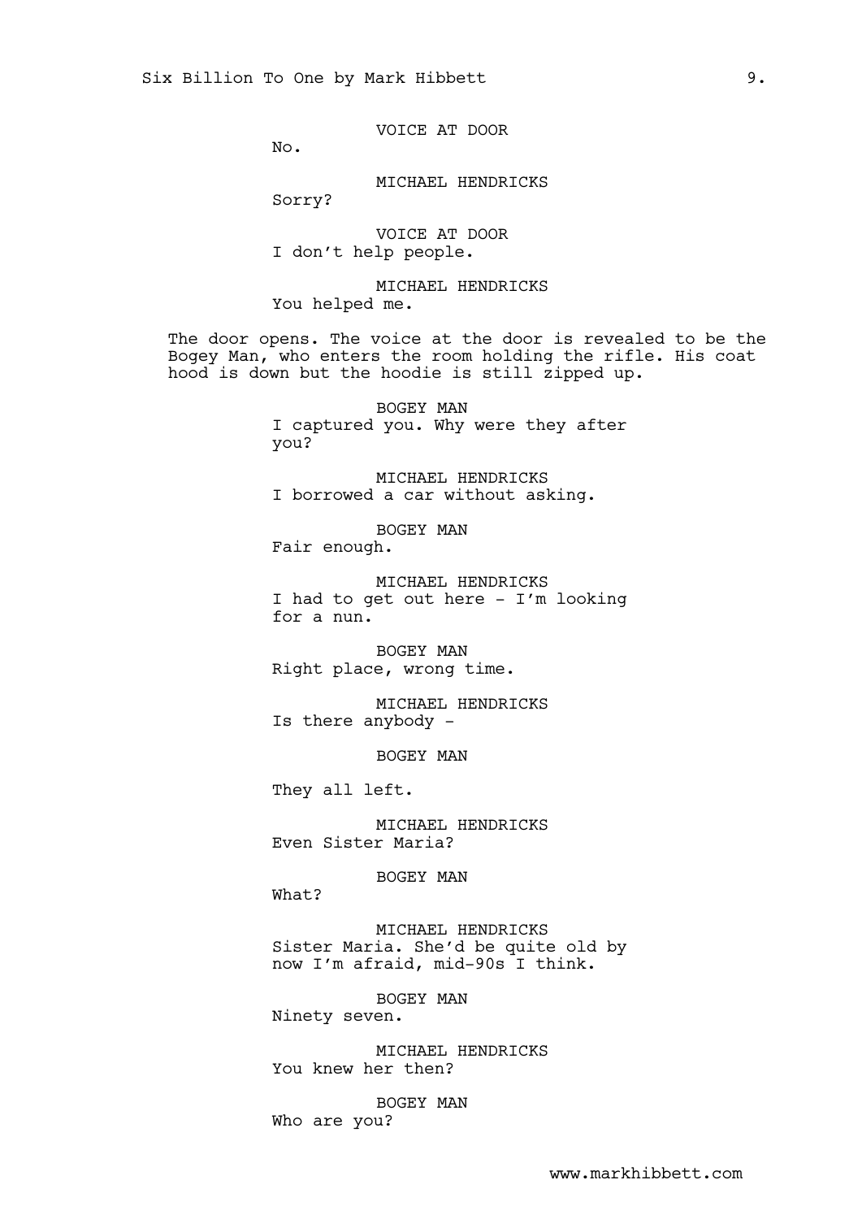VOICE AT DOOR
No.

MICHAEL HENDRICKS
Sorry?

VOICE AT DOOR
I don't help people.

MICHAEL HENDRICKS
You helped me.

The door opens. The voice at the door is revealed to be the Bogey Man, who enters the room holding the rifle. His coat hood is down but the hoodie is still zipped up.

BOGEY MAN
I captured you. Why were they after you?

MICHAEL HENDRICKS
I borrowed a car without asking.

BOGEY MAN
Fair enough.

MICHAEL HENDRICKS
I had to get out here - I'm looking for a nun.

BOGEY MAN
Right place, wrong time.

MICHAEL HENDRICKS
Is there anybody -

BOGEY MAN
They all left.

MICHAEL HENDRICKS
Even Sister Maria?

BOGEY MAN
What?

MICHAEL HENDRICKS
Sister Maria. She'd be quite old by now I'm afraid, mid-90s I think.

BOGEY MAN
Ninety seven.

MICHAEL HENDRICKS
You knew her then?

BOGEY MAN
Who are you?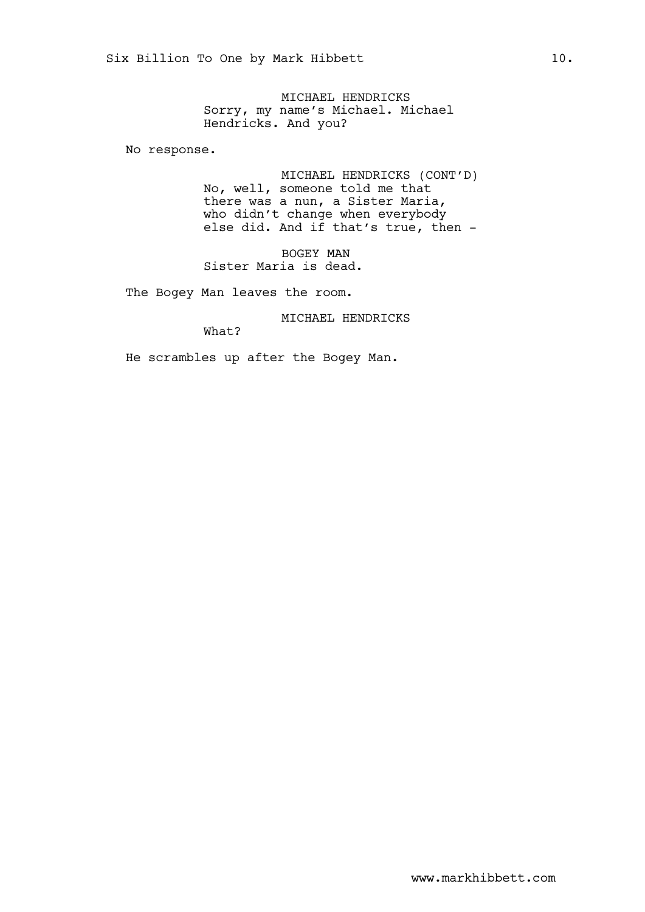MICHAEL HENDRICKS
Sorry, my name's Michael. Michael Hendricks. And you?

No response.

MICHAEL HENDRICKS (CONT'D)
No, well, someone told me that there was a nun, a Sister Maria, who didn't change when everybody else did. And if that's true, then -

BOGEY MAN
Sister Maria is dead.

The Bogey Man leaves the room.

MICHAEL HENDRICKS
What?

He scrambles up after the Bogey Man.